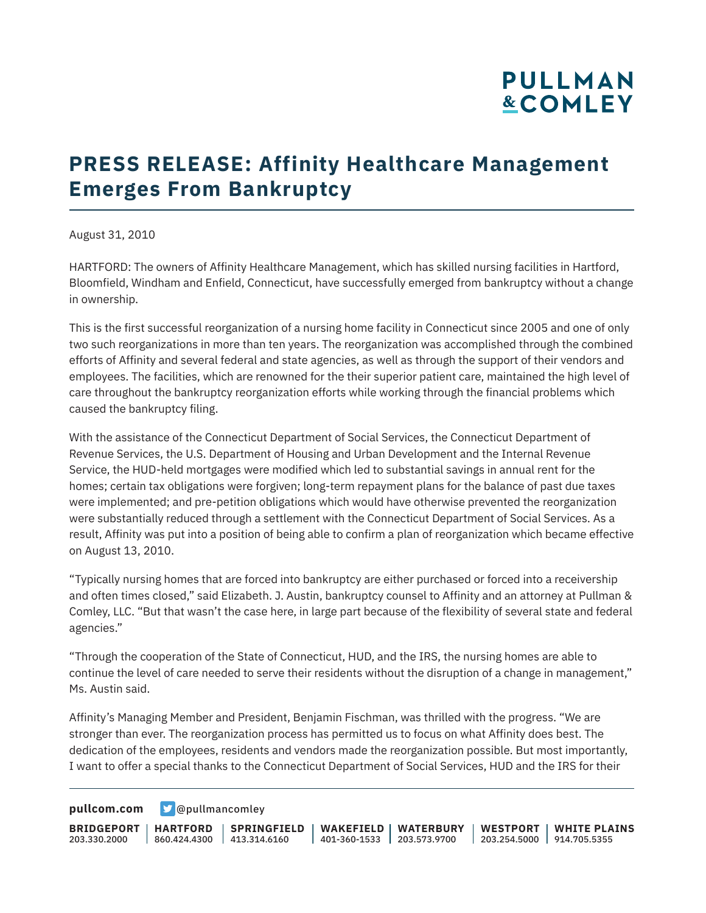# PRESS RELEASE: Affinity Healthcare Management Emerges From Bankruptcy

August 31, 2010

HARTFORD: The owners of Affinity Healthcare Management, which has skilled nursing facilities in Hartford, Bloomfield, Windham and Enfield, Connecticut, have successfully emerged from bankruptcy without a change in ownership.

This is the first successful reorganization of a nursing home facility in Connecticut since 2005 and one of only two such reorganizations in more than ten years. The reorganization was accomplished through the combined efforts of Affinity and several federal and state agencies, as well as through the support of their vendors and employees. The facilities, which are renowned for the their superior patient care, maintained the high level of care throughout the bankruptcy reorganization efforts while working through the financial problems which caused the bankruptcy filing.

With the assistance of the Connecticut Department of Social Services, the Connecticut Department of Revenue Services, the U.S. Department of Housing and Urban Development and the Internal Revenue Service, the HUD-held mortgages were modified which led to substantial savings in annual rent for the homes; certain tax obligations were forgiven; long-term repayment plans for the balance of past due taxes were implemented; and pre-petition obligations which would have otherwise prevented the reorganization were substantially reduced through a settlement with the Connecticut Department of Social Services. As a result, Affinity was put into a position of being able to confirm a plan of reorganization which became effective on August 13, 2010.

"Typically nursing homes that are forced into bankruptcy are either purchased or forced into a receivership and often times closed," said Elizabeth. J. Austin, bankruptcy counsel to Affinity and an attorney at Pullman & Comley, LLC. "But that wasn't the case here, in large part because of the flexibility of several state and federal agencies."

"Through the cooperation of the State of Connecticut, HUD, and the IRS, the nursing homes are able to continue the level of care needed to serve their residents without the disruption of a change in management," Ms. Austin said.

Affinity's Managing Member and President, Benjamin Fischman, was thrilled with the progress. "We are stronger than ever. The reorganization process has permitted us to focus on what Affinity does best. The dedication of the employees, residents and vendors made the reorganization possible. But most importantly, I want to offer a special thanks to the Connecticut Department of Social Services, HUD and the IRS for their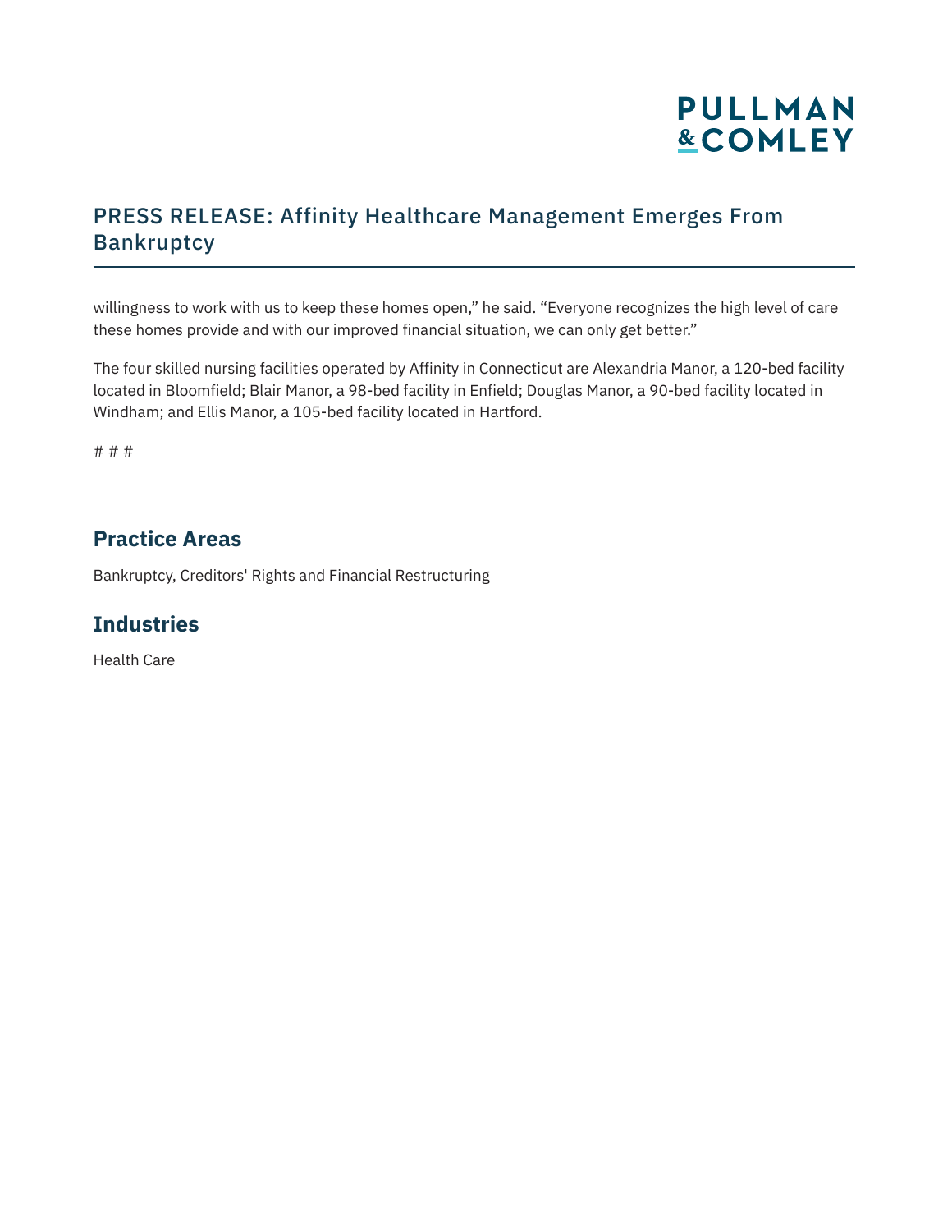willingness to work with us to keep these homes open," he said. "Everyone recognizes the high level of care these homes provide and with our improved financial situation, we can only get better."

The four skilled nursing facilities operated by Affinity in Connecticut are Alexandria Manor, a 120-bed facility located in Bloomfield; Blair Manor, a 98-bed facility in Enfield; Douglas Manor, a 90-bed facility located in Windham; and Ellis Manor, a 105-bed facility located in Hartford.

# # #

## Practice Areas

Bankruptcy, Creditors' Rights and Financial Restructuring

## Industries

Health Care